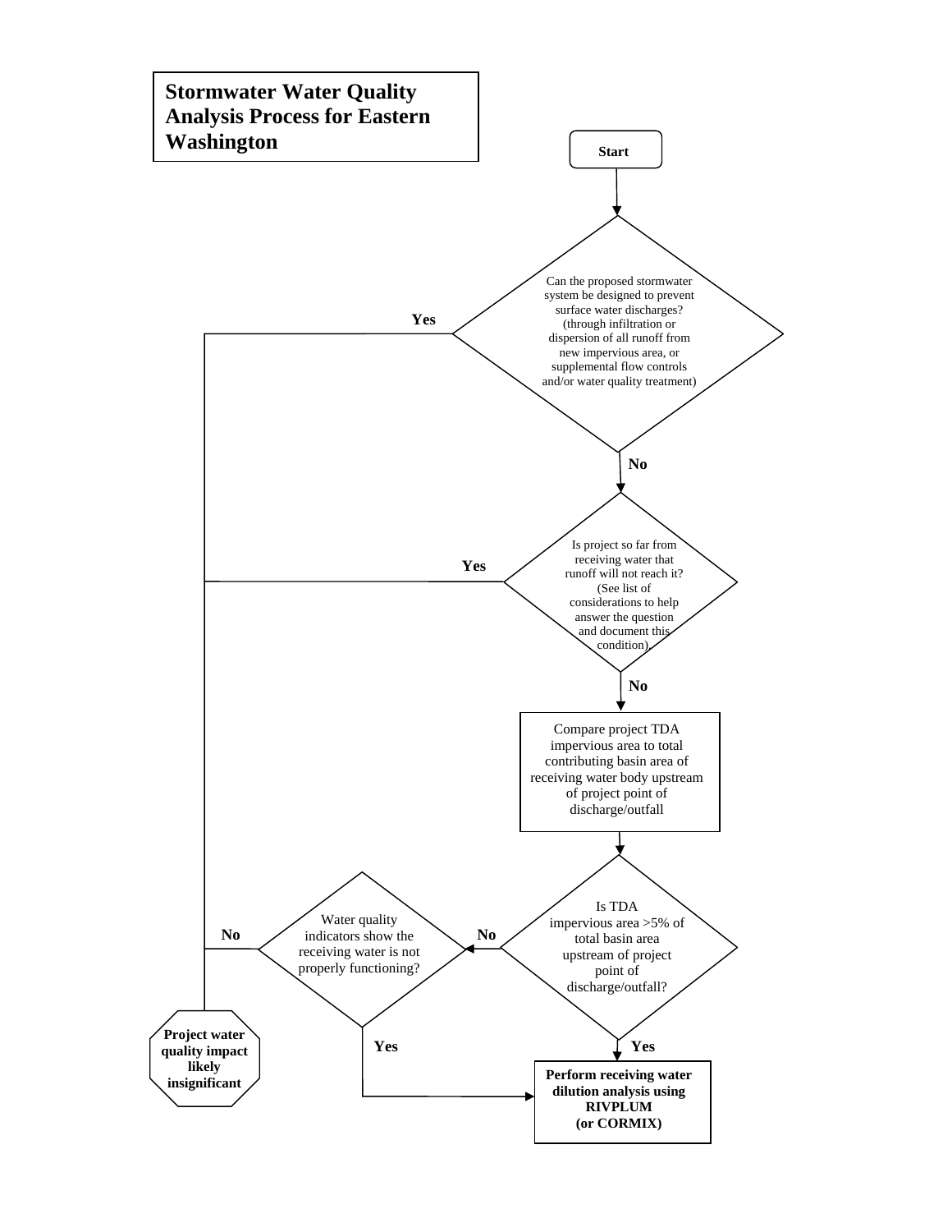# Stormwater Water Quality Analysis Process for Eastern Washington

**Start**

Can the proposed stormwater system be designed to prevent surface water discharges? (through infiltration or dispersion of all runoff from new impervious area, or supplemental flow controls and/or water quality treatment)

- **Yes** → Project water quality impact likely insignificant
- **No** → next question

Is project so far from receiving water that runoff will not reach it? (See list of considerations to help answer the question and document this condition)

- **Yes** → Project water quality impact likely insignificant
- **No** → next step

Compare project TDA impervious area to total contributing basin area of receiving water body upstream of project point of discharge/outfall

Is TDA impervious area >5% of total basin area upstream of project point of discharge/outfall?

- **Yes** → Perform receiving water dilution analysis using RIVPLUM (or CORMIX)
- **No** → next question

Water quality indicators show the receiving water is not properly functioning?

- **Yes** → Perform receiving water dilution analysis using RIVPLUM (or CORMIX)
- **No** → Project water quality impact likely insignificant

**Project water quality impact likely insignificant**

**Perform receiving water dilution analysis using RIVPLUM (or CORMIX)**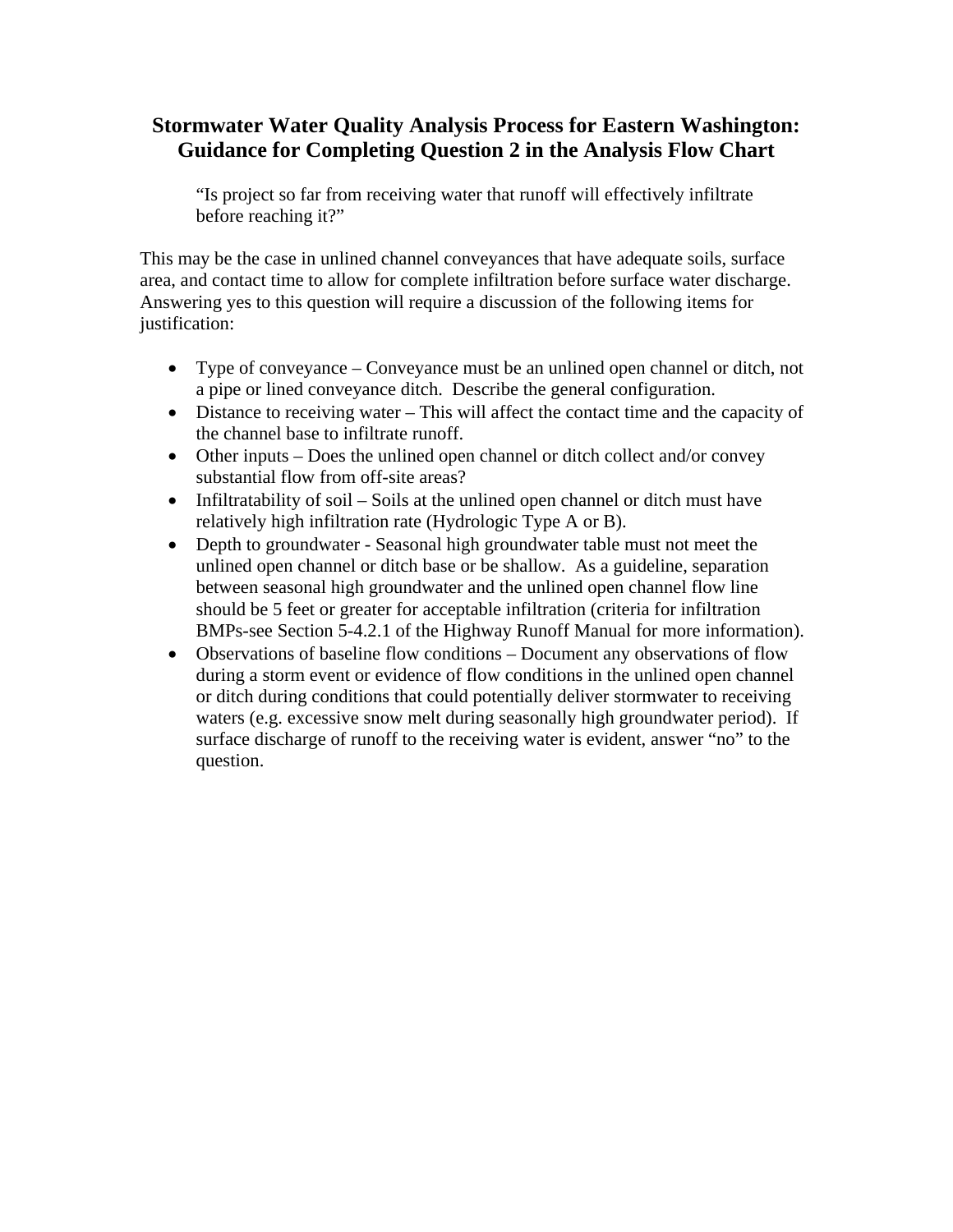# Stormwater Water Quality Analysis Process for Eastern Washington: Guidance for Completing Question 2 in the Analysis Flow Chart

> "Is project so far from receiving water that runoff will effectively infiltrate before reaching it?"

This may be the case in unlined channel conveyances that have adequate soils, surface area, and contact time to allow for complete infiltration before surface water discharge. Answering yes to this question will require a discussion of the following items for justification:

- Type of conveyance – Conveyance must be an unlined open channel or ditch, not a pipe or lined conveyance ditch. Describe the general configuration.
- Distance to receiving water – This will affect the contact time and the capacity of the channel base to infiltrate runoff.
- Other inputs – Does the unlined open channel or ditch collect and/or convey substantial flow from off-site areas?
- Infiltratability of soil – Soils at the unlined open channel or ditch must have relatively high infiltration rate (Hydrologic Type A or B).
- Depth to groundwater - Seasonal high groundwater table must not meet the unlined open channel or ditch base or be shallow. As a guideline, separation between seasonal high groundwater and the unlined open channel flow line should be 5 feet or greater for acceptable infiltration (criteria for infiltration BMPs-see Section 5-4.2.1 of the Highway Runoff Manual for more information).
- Observations of baseline flow conditions – Document any observations of flow during a storm event or evidence of flow conditions in the unlined open channel or ditch during conditions that could potentially deliver stormwater to receiving waters (e.g. excessive snow melt during seasonally high groundwater period). If surface discharge of runoff to the receiving water is evident, answer "no" to the question.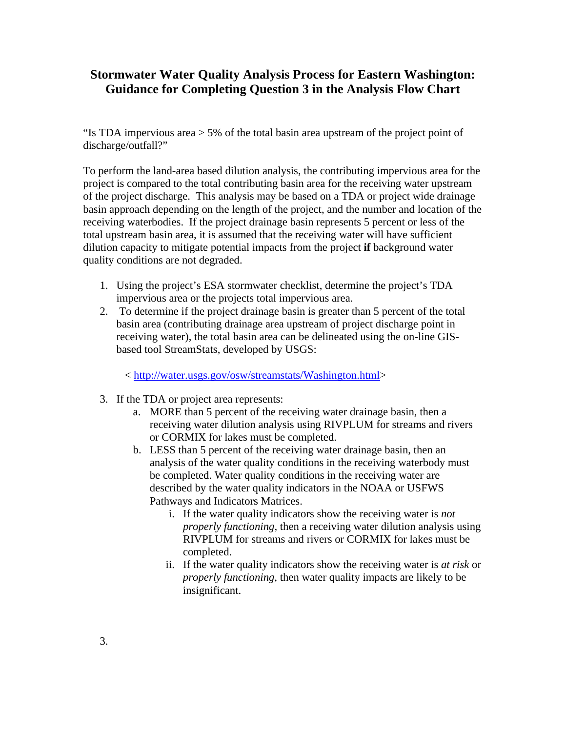# Stormwater Water Quality Analysis Process for Eastern Washington: Guidance for Completing Question 3 in the Analysis Flow Chart

"Is TDA impervious area > 5% of the total basin area upstream of the project point of discharge/outfall?"

To perform the land-area based dilution analysis, the contributing impervious area for the project is compared to the total contributing basin area for the receiving water upstream of the project discharge. This analysis may be based on a TDA or project wide drainage basin approach depending on the length of the project, and the number and location of the receiving waterbodies. If the project drainage basin represents 5 percent or less of the total upstream basin area, it is assumed that the receiving water will have sufficient dilution capacity to mitigate potential impacts from the project **if** background water quality conditions are not degraded.

1. Using the project's ESA stormwater checklist, determine the project's TDA impervious area or the projects total impervious area.
2. To determine if the project drainage basin is greater than 5 percent of the total basin area (contributing drainage area upstream of project discharge point in receiving water), the total basin area can be delineated using the on-line GIS-based tool StreamStats, developed by USGS:

   < http://water.usgs.gov/osw/streamstats/Washington.html>

3. If the TDA or project area represents:
   a. MORE than 5 percent of the receiving water drainage basin, then a receiving water dilution analysis using RIVPLUM for streams and rivers or CORMIX for lakes must be completed.
   b. LESS than 5 percent of the receiving water drainage basin, then an analysis of the water quality conditions in the receiving waterbody must be completed. Water quality conditions in the receiving water are described by the water quality indicators in the NOAA or USFWS Pathways and Indicators Matrices.
      i. If the water quality indicators show the receiving water is *not properly functioning*, then a receiving water dilution analysis using RIVPLUM for streams and rivers or CORMIX for lakes must be completed.
      ii. If the water quality indicators show the receiving water is *at risk* or *properly functioning*, then water quality impacts are likely to be insignificant.